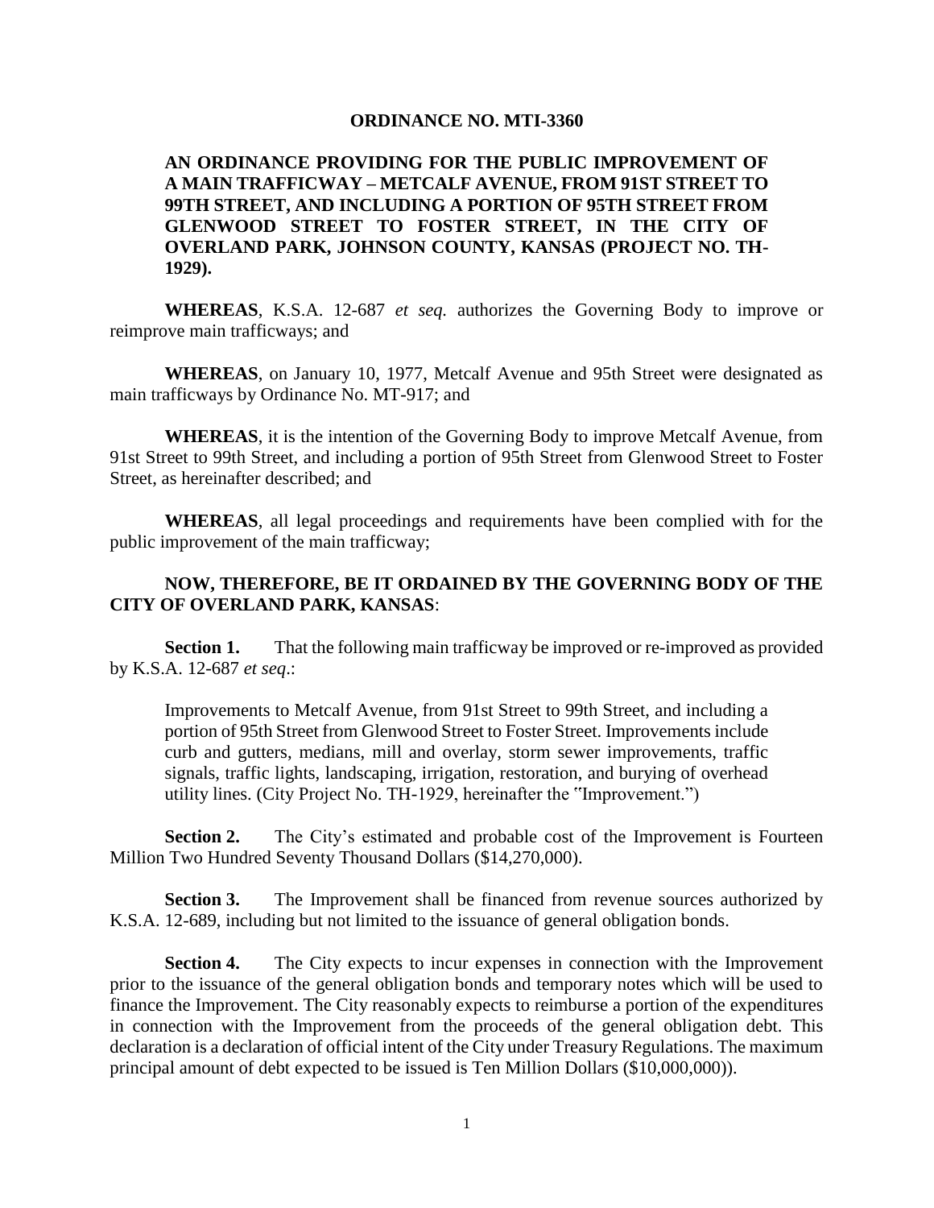# ORDINANCE NO. MTI-3360

**AN ORDINANCE PROVIDING FOR THE PUBLIC IMPROVEMENT OF A MAIN TRAFFICWAY – METCALF AVENUE, FROM 91ST STREET TO 99TH STREET, AND INCLUDING A PORTION OF 95TH STREET FROM GLENWOOD STREET TO FOSTER STREET, IN THE CITY OF OVERLAND PARK, JOHNSON COUNTY, KANSAS (PROJECT NO. TH-1929).**

**WHEREAS**, K.S.A. 12-687 *et seq.* authorizes the Governing Body to improve or reimprove main trafficways; and

**WHEREAS**, on January 10, 1977, Metcalf Avenue and 95th Street were designated as main trafficways by Ordinance No. MT-917; and

**WHEREAS**, it is the intention of the Governing Body to improve Metcalf Avenue, from 91st Street to 99th Street, and including a portion of 95th Street from Glenwood Street to Foster Street, as hereinafter described; and

**WHEREAS**, all legal proceedings and requirements have been complied with for the public improvement of the main trafficway;

**NOW, THEREFORE, BE IT ORDAINED BY THE GOVERNING BODY OF THE CITY OF OVERLAND PARK, KANSAS**:

**Section 1.** That the following main trafficway be improved or re-improved as provided by K.S.A. 12-687 *et seq*.:

> Improvements to Metcalf Avenue, from 91st Street to 99th Street, and including a portion of 95th Street from Glenwood Street to Foster Street. Improvements include curb and gutters, medians, mill and overlay, storm sewer improvements, traffic signals, traffic lights, landscaping, irrigation, restoration, and burying of overhead utility lines. (City Project No. TH-1929, hereinafter the "Improvement.")

**Section 2.** The City's estimated and probable cost of the Improvement is Fourteen Million Two Hundred Seventy Thousand Dollars ($14,270,000).

**Section 3.** The Improvement shall be financed from revenue sources authorized by K.S.A. 12-689, including but not limited to the issuance of general obligation bonds.

**Section 4.** The City expects to incur expenses in connection with the Improvement prior to the issuance of the general obligation bonds and temporary notes which will be used to finance the Improvement. The City reasonably expects to reimburse a portion of the expenditures in connection with the Improvement from the proceeds of the general obligation debt. This declaration is a declaration of official intent of the City under Treasury Regulations. The maximum principal amount of debt expected to be issued is Ten Million Dollars ($10,000,000)).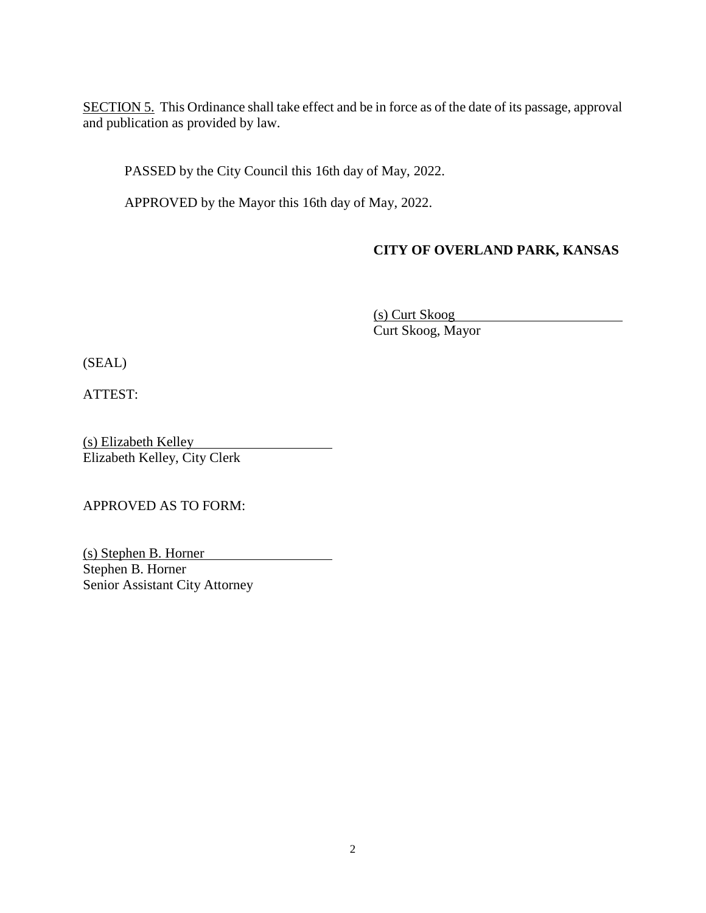SECTION 5. This Ordinance shall take effect and be in force as of the date of its passage, approval and publication as provided by law.

PASSED by the City Council this 16th day of May, 2022.

APPROVED by the Mayor this 16th day of May, 2022.

**CITY OF OVERLAND PARK, KANSAS**

(s) Curt Skoog
Curt Skoog, Mayor

(SEAL)

ATTEST:

(s) Elizabeth Kelley
Elizabeth Kelley, City Clerk

APPROVED AS TO FORM:

(s) Stephen B. Horner
Stephen B. Horner
Senior Assistant City Attorney